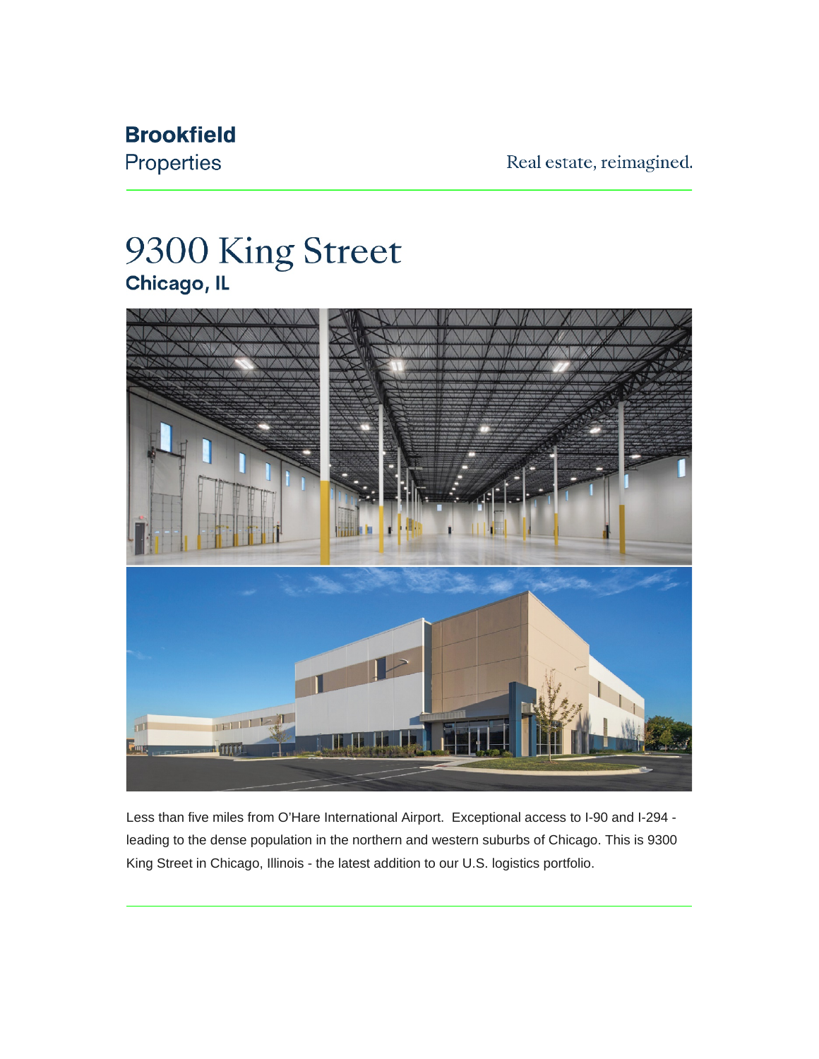**Brookfield**
Properties

Real estate, reimagined.

# 9300 King Street

## Chicago, IL

Less than five miles from O'Hare International Airport.  Exceptional access to I-90 and I-294 - leading to the dense population in the northern and western suburbs of Chicago. This is 9300 King Street in Chicago, Illinois - the latest addition to our U.S. logistics portfolio.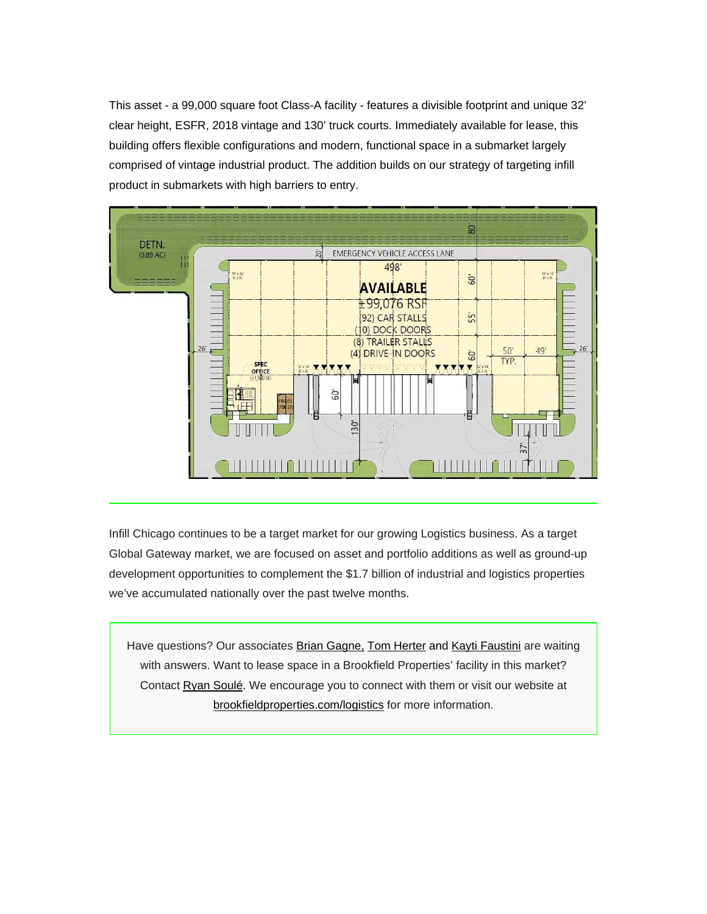This asset - a 99,000 square foot Class-A facility - features a divisible footprint and unique 32' clear height, ESFR, 2018 vintage and 130' truck courts. Immediately available for lease, this building offers flexible configurations and modern, functional space in a submarket largely comprised of vintage industrial product. The addition builds on our strategy of targeting infill product in submarkets with high barriers to entry.

DETN.
(0.89 AC)

EMERGENCY VEHICLE ACCESS LANE

498'

**AVAILABLE**

±99,076 RSF

(92) CAR STALLS

(10) DOCK DOORS

(8) TRAILER STALLS

(4) DRIVE-IN DOORS

SPEC OFFICE
(±1,500 SF)

80'

20'

60'

55'

60'

50' TYP.

49'

26'

26'

60'

130'

37'

---

Infill Chicago continues to be a target market for our growing Logistics business. As a target Global Gateway market, we are focused on asset and portfolio additions as well as ground-up development opportunities to complement the $1.7 billion of industrial and logistics properties we've accumulated nationally over the past twelve months.

Have questions? Our associates Brian Gagne, Tom Herter and Kayti Faustini are waiting with answers. Want to lease space in a Brookfield Properties' facility in this market? Contact Ryan Soulé. We encourage you to connect with them or visit our website at brookfieldproperties.com/logistics for more information.